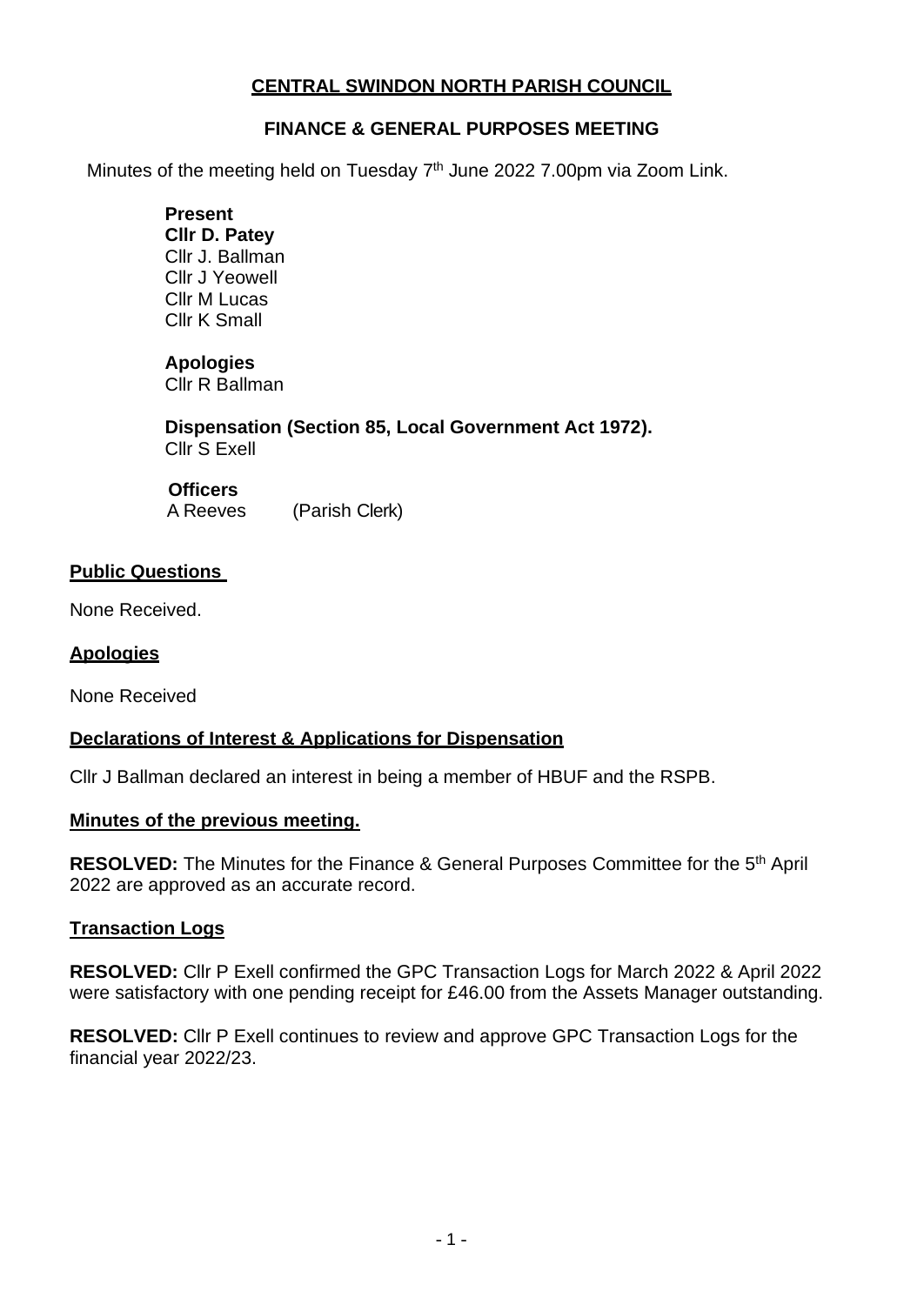# CENTRAL SWINDON NORTH PARISH COUNCIL

## FINANCE & GENERAL PURPOSES MEETING

Minutes of the meeting held on Tuesday 7th June 2022 7.00pm via Zoom Link.

**Present**
**Cllr D. Patey**
Cllr J. Ballman
Cllr J Yeowell
Cllr M Lucas
Cllr K Small

**Apologies**
Cllr R Ballman

**Dispensation (Section 85, Local Government Act 1972).**
Cllr S Exell

**Officers**
A Reeves (Parish Clerk)

### Public Questions

None Received.

### Apologies

None Received

### Declarations of Interest & Applications for Dispensation

Cllr J Ballman declared an interest in being a member of HBUF and the RSPB.

### Minutes of the previous meeting.

**RESOLVED:** The Minutes for the Finance & General Purposes Committee for the 5th April 2022 are approved as an accurate record.

### Transaction Logs

**RESOLVED:** Cllr P Exell confirmed the GPC Transaction Logs for March 2022 & April 2022 were satisfactory with one pending receipt for £46.00 from the Assets Manager outstanding.

**RESOLVED:** Cllr P Exell continues to review and approve GPC Transaction Logs for the financial year 2022/23.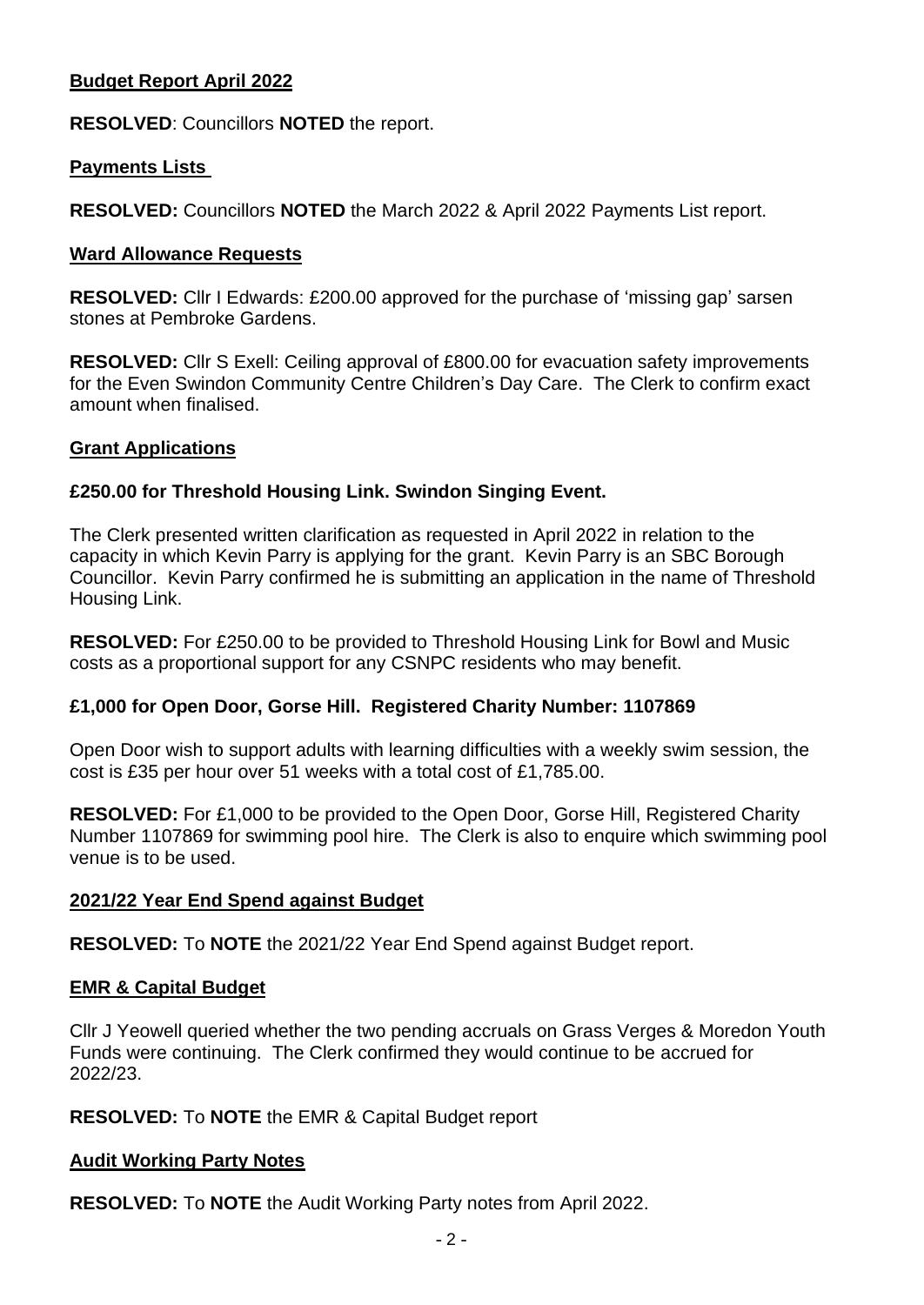## Budget Report April 2022

**RESOLVED**: Councillors **NOTED** the report.

## Payments Lists

**RESOLVED:** Councillors **NOTED** the March 2022 & April 2022 Payments List report.

## Ward Allowance Requests

**RESOLVED:** Cllr I Edwards: £200.00 approved for the purchase of 'missing gap' sarsen stones at Pembroke Gardens.

**RESOLVED:** Cllr S Exell: Ceiling approval of £800.00 for evacuation safety improvements for the Even Swindon Community Centre Children's Day Care. The Clerk to confirm exact amount when finalised.

## Grant Applications

### £250.00 for Threshold Housing Link. Swindon Singing Event.

The Clerk presented written clarification as requested in April 2022 in relation to the capacity in which Kevin Parry is applying for the grant. Kevin Parry is an SBC Borough Councillor. Kevin Parry confirmed he is submitting an application in the name of Threshold Housing Link.

**RESOLVED:** For £250.00 to be provided to Threshold Housing Link for Bowl and Music costs as a proportional support for any CSNPC residents who may benefit.

### £1,000 for Open Door, Gorse Hill. Registered Charity Number: 1107869

Open Door wish to support adults with learning difficulties with a weekly swim session, the cost is £35 per hour over 51 weeks with a total cost of £1,785.00.

**RESOLVED:** For £1,000 to be provided to the Open Door, Gorse Hill, Registered Charity Number 1107869 for swimming pool hire. The Clerk is also to enquire which swimming pool venue is to be used.

## 2021/22 Year End Spend against Budget

**RESOLVED:** To **NOTE** the 2021/22 Year End Spend against Budget report.

## EMR & Capital Budget

Cllr J Yeowell queried whether the two pending accruals on Grass Verges & Moredon Youth Funds were continuing. The Clerk confirmed they would continue to be accrued for 2022/23.

**RESOLVED:** To **NOTE** the EMR & Capital Budget report

## Audit Working Party Notes

**RESOLVED:** To **NOTE** the Audit Working Party notes from April 2022.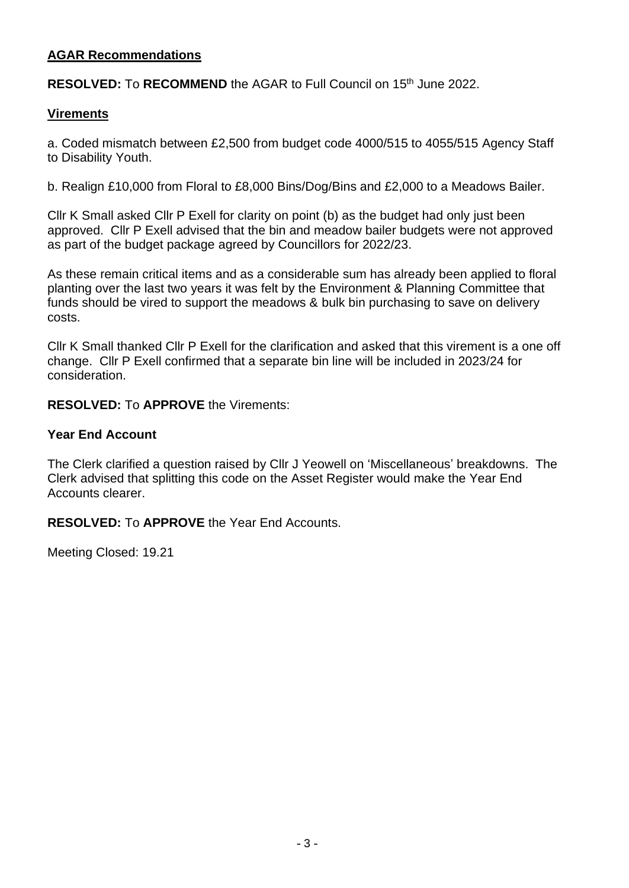**AGAR Recommendations**

**RESOLVED:** To **RECOMMEND** the AGAR to Full Council on 15th June 2022.

**Virements**

a. Coded mismatch between £2,500 from budget code 4000/515 to 4055/515 Agency Staff to Disability Youth.

b. Realign £10,000 from Floral to £8,000 Bins/Dog/Bins and £2,000 to a Meadows Bailer.

Cllr K Small asked Cllr P Exell for clarity on point (b) as the budget had only just been approved. Cllr P Exell advised that the bin and meadow bailer budgets were not approved as part of the budget package agreed by Councillors for 2022/23.

As these remain critical items and as a considerable sum has already been applied to floral planting over the last two years it was felt by the Environment & Planning Committee that funds should be vired to support the meadows & bulk bin purchasing to save on delivery costs.

Cllr K Small thanked Cllr P Exell for the clarification and asked that this virement is a one off change. Cllr P Exell confirmed that a separate bin line will be included in 2023/24 for consideration.

**RESOLVED:** To **APPROVE** the Virements:

**Year End Account**

The Clerk clarified a question raised by Cllr J Yeowell on 'Miscellaneous' breakdowns. The Clerk advised that splitting this code on the Asset Register would make the Year End Accounts clearer.

**RESOLVED:** To **APPROVE** the Year End Accounts.

Meeting Closed: 19.21